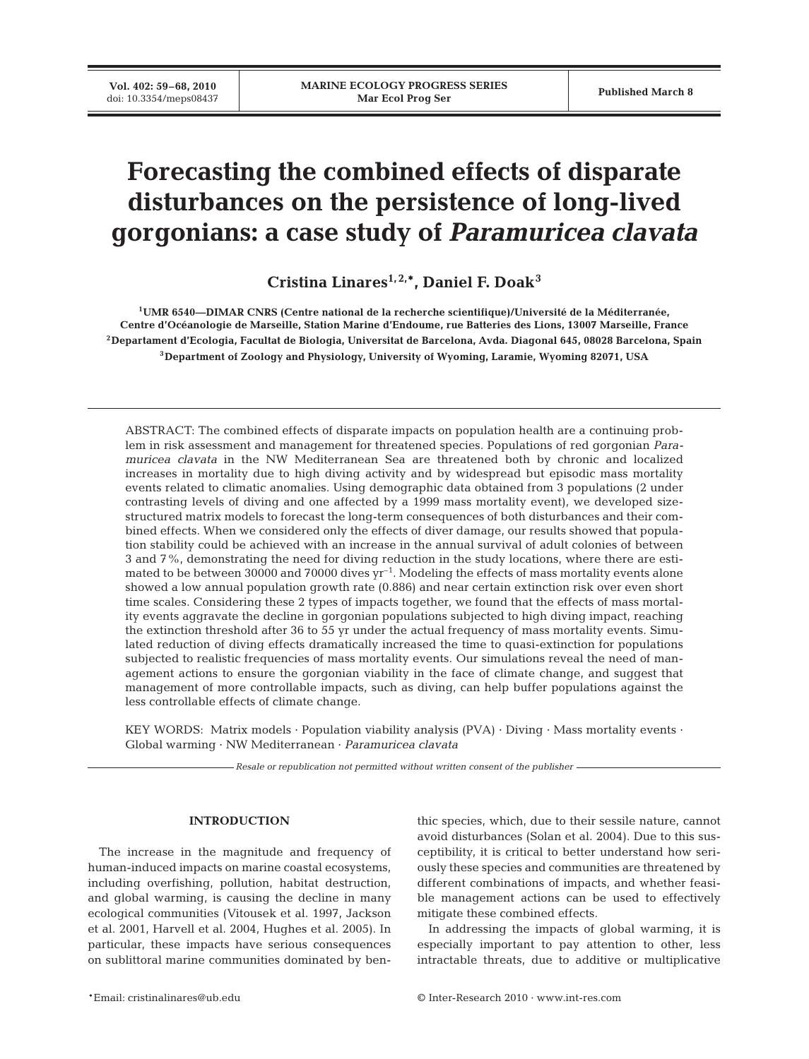# Forecasting the combined effects of disparate disturbances on the persistence of long-lived gorgonians: a case study of *Paramuricea clavata*

**Cristina Linares[1,2,*], Daniel F. Doak[3]**

[1]UMR 6540—DIMAR CNRS (Centre national de la recherche scientifique)/Université de la Méditerranée, Centre d'Océanologie de Marseille, Station Marine d'Endoume, rue Batteries des Lions, 13007 Marseille, France

[2]Departament d'Ecologia, Facultat de Biologia, Universitat de Barcelona, Avda. Diagonal 645, 08028 Barcelona, Spain

[3]Department of Zoology and Physiology, University of Wyoming, Laramie, Wyoming 82071, USA

ABSTRACT: The combined effects of disparate impacts on population health are a continuing problem in risk assessment and management for threatened species. Populations of red gorgonian *Paramuricea clavata* in the NW Mediterranean Sea are threatened both by chronic and localized increases in mortality due to high diving activity and by widespread but episodic mass mortality events related to climatic anomalies. Using demographic data obtained from 3 populations (2 under contrasting levels of diving and one affected by a 1999 mass mortality event), we developed size-structured matrix models to forecast the long-term consequences of both disturbances and their combined effects. When we considered only the effects of diver damage, our results showed that population stability could be achieved with an increase in the annual survival of adult colonies of between 3 and 7%, demonstrating the need for diving reduction in the study locations, where there are estimated to be between 30000 and 70000 dives $yr^{-1}$. Modeling the effects of mass mortality events alone showed a low annual population growth rate (0.886) and near certain extinction risk over even short time scales. Considering these 2 types of impacts together, we found that the effects of mass mortality events aggravate the decline in gorgonian populations subjected to high diving impact, reaching the extinction threshold after 36 to 55 yr under the actual frequency of mass mortality events. Simulated reduction of diving effects dramatically increased the time to quasi-extinction for populations subjected to realistic frequencies of mass mortality events. Our simulations reveal the need of management actions to ensure the gorgonian viability in the face of climate change, and suggest that management of more controllable impacts, such as diving, can help buffer populations against the less controllable effects of climate change.

KEY WORDS: Matrix models · Population viability analysis (PVA) · Diving · Mass mortality events · Global warming · NW Mediterranean · *Paramuricea clavata*

*Resale or republication not permitted without written consent of the publisher*

## INTRODUCTION

The increase in the magnitude and frequency of human-induced impacts on marine coastal ecosystems, including overfishing, pollution, habitat destruction, and global warming, is causing the decline in many ecological communities (Vitousek et al. 1997, Jackson et al. 2001, Harvell et al. 2004, Hughes et al. 2005). In particular, these impacts have serious consequences on sublittoral marine communities dominated by benthic species, which, due to their sessile nature, cannot avoid disturbances (Solan et al. 2004). Due to this susceptibility, it is critical to better understand how seriously these species and communities are threatened by different combinations of impacts, and whether feasible management actions can be used to effectively mitigate these combined effects.

In addressing the impacts of global warming, it is especially important to pay attention to other, less intractable threats, due to additive or multiplicative

*Email: cristinalinares@ub.edu

© Inter-Research 2010 · www.int-res.com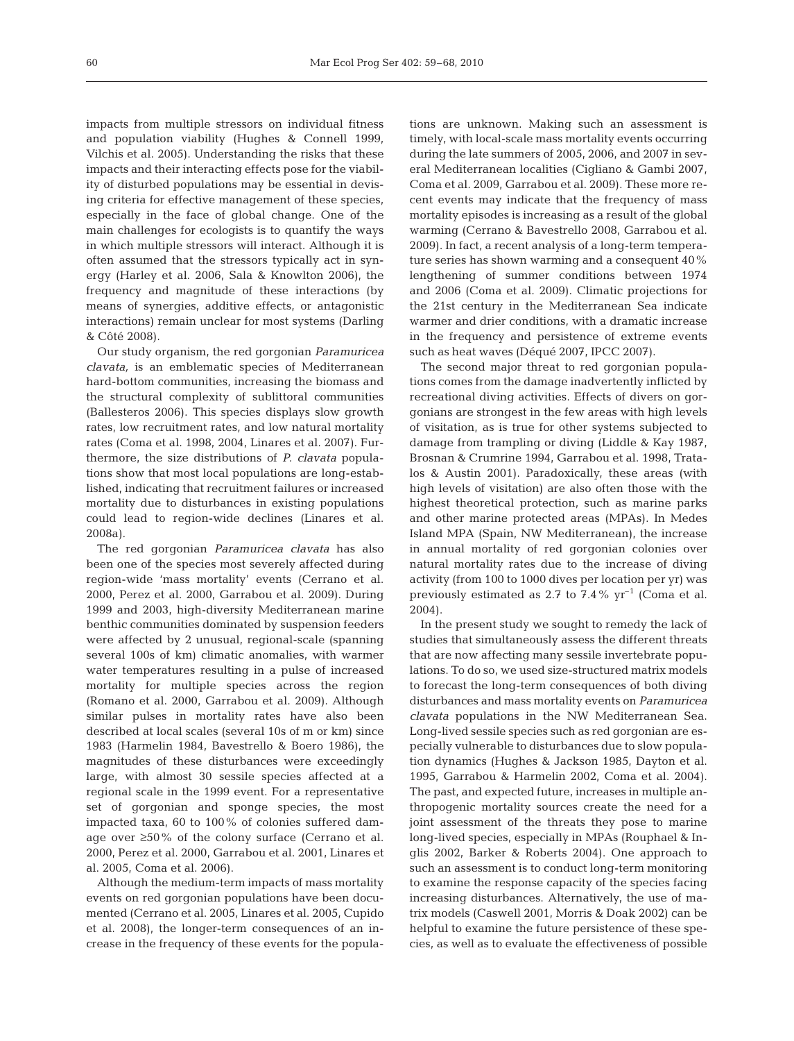impacts from multiple stressors on individual fitness and population viability (Hughes & Connell 1999, Vilchis et al. 2005). Understanding the risks that these impacts and their interacting effects pose for the viability of disturbed populations may be essential in devising criteria for effective management of these species, especially in the face of global change. One of the main challenges for ecologists is to quantify the ways in which multiple stressors will interact. Although it is often assumed that the stressors typically act in synergy (Harley et al. 2006, Sala & Knowlton 2006), the frequency and magnitude of these interactions (by means of synergies, additive effects, or antagonistic interactions) remain unclear for most systems (Darling & Côté 2008).

Our study organism, the red gorgonian *Paramuricea clavata*, is an emblematic species of Mediterranean hard-bottom communities, increasing the biomass and the structural complexity of sublittoral communities (Ballesteros 2006). This species displays slow growth rates, low recruitment rates, and low natural mortality rates (Coma et al. 1998, 2004, Linares et al. 2007). Furthermore, the size distributions of *P. clavata* populations show that most local populations are long-established, indicating that recruitment failures or increased mortality due to disturbances in existing populations could lead to region-wide declines (Linares et al. 2008a).

The red gorgonian *Paramuricea clavata* has also been one of the species most severely affected during region-wide 'mass mortality' events (Cerrano et al. 2000, Perez et al. 2000, Garrabou et al. 2009). During 1999 and 2003, high-diversity Mediterranean marine benthic communities dominated by suspension feeders were affected by 2 unusual, regional-scale (spanning several 100s of km) climatic anomalies, with warmer water temperatures resulting in a pulse of increased mortality for multiple species across the region (Romano et al. 2000, Garrabou et al. 2009). Although similar pulses in mortality rates have also been described at local scales (several 10s of m or km) since 1983 (Harmelin 1984, Bavestrello & Boero 1986), the magnitudes of these disturbances were exceedingly large, with almost 30 sessile species affected at a regional scale in the 1999 event. For a representative set of gorgonian and sponge species, the most impacted taxa, 60 to 100% of colonies suffered damage over ≥50% of the colony surface (Cerrano et al. 2000, Perez et al. 2000, Garrabou et al. 2001, Linares et al. 2005, Coma et al. 2006).

Although the medium-term impacts of mass mortality events on red gorgonian populations have been documented (Cerrano et al. 2005, Linares et al. 2005, Cupido et al. 2008), the longer-term consequences of an increase in the frequency of these events for the populations are unknown. Making such an assessment is timely, with local-scale mass mortality events occurring during the late summers of 2005, 2006, and 2007 in several Mediterranean localities (Cigliano & Gambi 2007, Coma et al. 2009, Garrabou et al. 2009). These more recent events may indicate that the frequency of mass mortality episodes is increasing as a result of the global warming (Cerrano & Bavestrello 2008, Garrabou et al. 2009). In fact, a recent analysis of a long-term temperature series has shown warming and a consequent 40% lengthening of summer conditions between 1974 and 2006 (Coma et al. 2009). Climatic projections for the 21st century in the Mediterranean Sea indicate warmer and drier conditions, with a dramatic increase in the frequency and persistence of extreme events such as heat waves (Déqué 2007, IPCC 2007).

The second major threat to red gorgonian populations comes from the damage inadvertently inflicted by recreational diving activities. Effects of divers on gorgonians are strongest in the few areas with high levels of visitation, as is true for other systems subjected to damage from trampling or diving (Liddle & Kay 1987, Brosnan & Crumrine 1994, Garrabou et al. 1998, Tratalos & Austin 2001). Paradoxically, these areas (with high levels of visitation) are also often those with the highest theoretical protection, such as marine parks and other marine protected areas (MPAs). In Medes Island MPA (Spain, NW Mediterranean), the increase in annual mortality of red gorgonian colonies over natural mortality rates due to the increase of diving activity (from 100 to 1000 dives per location per yr) was previously estimated as 2.7 to 7.4% $yr^{-1}$ (Coma et al. 2004).

In the present study we sought to remedy the lack of studies that simultaneously assess the different threats that are now affecting many sessile invertebrate populations. To do so, we used size-structured matrix models to forecast the long-term consequences of both diving disturbances and mass mortality events on *Paramuricea clavata* populations in the NW Mediterranean Sea. Long-lived sessile species such as red gorgonian are especially vulnerable to disturbances due to slow population dynamics (Hughes & Jackson 1985, Dayton et al. 1995, Garrabou & Harmelin 2002, Coma et al. 2004). The past, and expected future, increases in multiple anthropogenic mortality sources create the need for a joint assessment of the threats they pose to marine long-lived species, especially in MPAs (Rouphael & Inglis 2002, Barker & Roberts 2004). One approach to such an assessment is to conduct long-term monitoring to examine the response capacity of the species facing increasing disturbances. Alternatively, the use of matrix models (Caswell 2001, Morris & Doak 2002) can be helpful to examine the future persistence of these species, as well as to evaluate the effectiveness of possible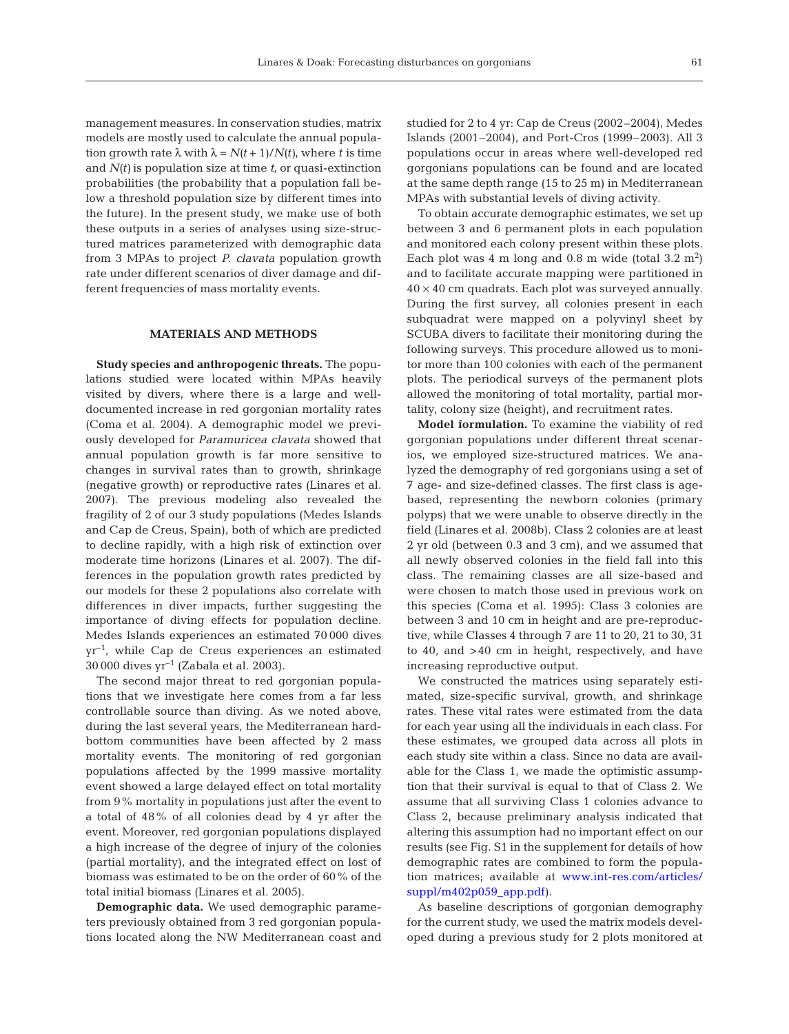management measures. In conservation studies, matrix models are mostly used to calculate the annual population growth rate λ with $\lambda = N(t+1)/N(t)$, where $t$ is time and $N(t)$ is population size at time $t$, or quasi-extinction probabilities (the probability that a population fall below a threshold population size by different times into the future). In the present study, we make use of both these outputs in a series of analyses using size-structured matrices parameterized with demographic data from 3 MPAs to project *P. clavata* population growth rate under different scenarios of diver damage and different frequencies of mass mortality events.

## MATERIALS AND METHODS

**Study species and anthropogenic threats.** The populations studied were located within MPAs heavily visited by divers, where there is a large and well-documented increase in red gorgonian mortality rates (Coma et al. 2004). A demographic model we previously developed for *Paramuricea clavata* showed that annual population growth is far more sensitive to changes in survival rates than to growth, shrinkage (negative growth) or reproductive rates (Linares et al. 2007). The previous modeling also revealed the fragility of 2 of our 3 study populations (Medes Islands and Cap de Creus, Spain), both of which are predicted to decline rapidly, with a high risk of extinction over moderate time horizons (Linares et al. 2007). The differences in the population growth rates predicted by our models for these 2 populations also correlate with differences in diver impacts, further suggesting the importance of diving effects for population decline. Medes Islands experiences an estimated 70 000 dives $yr^{-1}$, while Cap de Creus experiences an estimated 30 000 dives $yr^{-1}$ (Zabala et al. 2003).

The second major threat to red gorgonian populations that we investigate here comes from a far less controllable source than diving. As we noted above, during the last several years, the Mediterranean hard-bottom communities have been affected by 2 mass mortality events. The monitoring of red gorgonian populations affected by the 1999 massive mortality event showed a large delayed effect on total mortality from 9% mortality in populations just after the event to a total of 48% of all colonies dead by 4 yr after the event. Moreover, red gorgonian populations displayed a high increase of the degree of injury of the colonies (partial mortality), and the integrated effect on lost of biomass was estimated to be on the order of 60% of the total initial biomass (Linares et al. 2005).

**Demographic data.** We used demographic parameters previously obtained from 3 red gorgonian populations located along the NW Mediterranean coast and studied for 2 to 4 yr: Cap de Creus (2002–2004), Medes Islands (2001–2004), and Port-Cros (1999–2003). All 3 populations occur in areas where well-developed red gorgonians populations can be found and are located at the same depth range (15 to 25 m) in Mediterranean MPAs with substantial levels of diving activity.

To obtain accurate demographic estimates, we set up between 3 and 6 permanent plots in each population and monitored each colony present within these plots. Each plot was 4 m long and 0.8 m wide (total 3.2 $m^2$) and to facilitate accurate mapping were partitioned in $40 \times 40$ cm quadrats. Each plot was surveyed annually. During the first survey, all colonies present in each subquadrat were mapped on a polyvinyl sheet by SCUBA divers to facilitate their monitoring during the following surveys. This procedure allowed us to monitor more than 100 colonies with each of the permanent plots. The periodical surveys of the permanent plots allowed the monitoring of total mortality, partial mortality, colony size (height), and recruitment rates.

**Model formulation.** To examine the viability of red gorgonian populations under different threat scenarios, we employed size-structured matrices. We analyzed the demography of red gorgonians using a set of 7 age- and size-defined classes. The first class is age-based, representing the newborn colonies (primary polyps) that we were unable to observe directly in the field (Linares et al. 2008b). Class 2 colonies are at least 2 yr old (between 0.3 and 3 cm), and we assumed that all newly observed colonies in the field fall into this class. The remaining classes are all size-based and were chosen to match those used in previous work on this species (Coma et al. 1995): Class 3 colonies are between 3 and 10 cm in height and are pre-reproductive, while Classes 4 through 7 are 11 to 20, 21 to 30, 31 to 40, and >40 cm in height, respectively, and have increasing reproductive output.

We constructed the matrices using separately estimated, size-specific survival, growth, and shrinkage rates. These vital rates were estimated from the data for each year using all the individuals in each class. For these estimates, we grouped data across all plots in each study site within a class. Since no data are available for the Class 1, we made the optimistic assumption that their survival is equal to that of Class 2. We assume that all surviving Class 1 colonies advance to Class 2, because preliminary analysis indicated that altering this assumption had no important effect on our results (see Fig. S1 in the supplement for details of how demographic rates are combined to form the population matrices; available at www.int-res.com/articles/suppl/m402p059_app.pdf).

As baseline descriptions of gorgonian demography for the current study, we used the matrix models developed during a previous study for 2 plots monitored at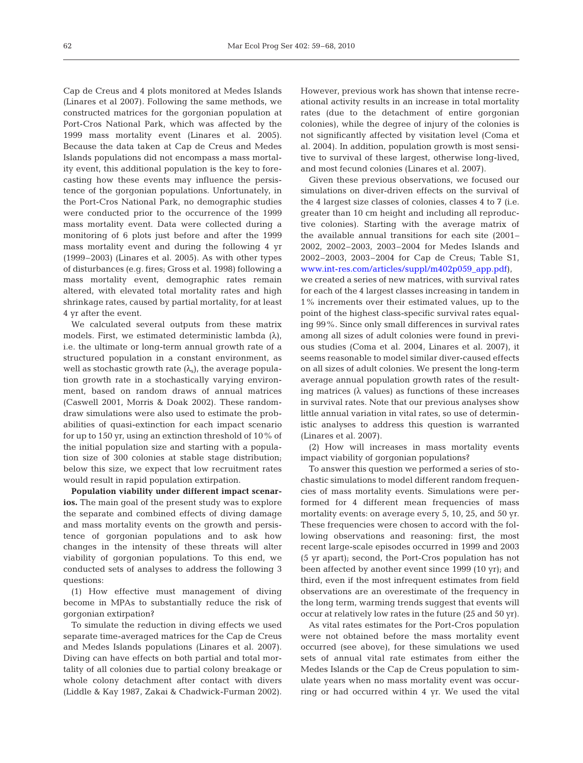Cap de Creus and 4 plots monitored at Medes Islands (Linares et al 2007). Following the same methods, we constructed matrices for the gorgonian population at Port-Cros National Park, which was affected by the 1999 mass mortality event (Linares et al. 2005). Because the data taken at Cap de Creus and Medes Islands populations did not encompass a mass mortality event, this additional population is the key to forecasting how these events may influence the persistence of the gorgonian populations. Unfortunately, in the Port-Cros National Park, no demographic studies were conducted prior to the occurrence of the 1999 mass mortality event. Data were collected during a monitoring of 6 plots just before and after the 1999 mass mortality event and during the following 4 yr (1999–2003) (Linares et al. 2005). As with other types of disturbances (e.g. fires; Gross et al. 1998) following a mass mortality event, demographic rates remain altered, with elevated total mortality rates and high shrinkage rates, caused by partial mortality, for at least 4 yr after the event.

We calculated several outputs from these matrix models. First, we estimated deterministic lambda (λ), i.e. the ultimate or long-term annual growth rate of a structured population in a constant environment, as well as stochastic growth rate ($\lambda_s$), the average population growth rate in a stochastically varying environment, based on random draws of annual matrices (Caswell 2001, Morris & Doak 2002). These random-draw simulations were also used to estimate the probabilities of quasi-extinction for each impact scenario for up to 150 yr, using an extinction threshold of 10% of the initial population size and starting with a population size of 300 colonies at stable stage distribution; below this size, we expect that low recruitment rates would result in rapid population extirpation.

**Population viability under different impact scenarios.** The main goal of the present study was to explore the separate and combined effects of diving damage and mass mortality events on the growth and persistence of gorgonian populations and to ask how changes in the intensity of these threats will alter viability of gorgonian populations. To this end, we conducted sets of analyses to address the following 3 questions:

(1) How effective must management of diving become in MPAs to substantially reduce the risk of gorgonian extirpation?

To simulate the reduction in diving effects we used separate time-averaged matrices for the Cap de Creus and Medes Islands populations (Linares et al. 2007). Diving can have effects on both partial and total mortality of all colonies due to partial colony breakage or whole colony detachment after contact with divers (Liddle & Kay 1987, Zakai & Chadwick-Furman 2002). However, previous work has shown that intense recreational activity results in an increase in total mortality rates (due to the detachment of entire gorgonian colonies), while the degree of injury of the colonies is not significantly affected by visitation level (Coma et al. 2004). In addition, population growth is most sensitive to survival of these largest, otherwise long-lived, and most fecund colonies (Linares et al. 2007).

Given these previous observations, we focused our simulations on diver-driven effects on the survival of the 4 largest size classes of colonies, classes 4 to 7 (i.e. greater than 10 cm height and including all reproductive colonies). Starting with the average matrix of the available annual transitions for each site (2001–2002, 2002–2003, 2003–2004 for Medes Islands and 2002–2003, 2003–2004 for Cap de Creus; Table S1, www.int-res.com/articles/suppl/m402p059_app.pdf), we created a series of new matrices, with survival rates for each of the 4 largest classes increasing in tandem in 1% increments over their estimated values, up to the point of the highest class-specific survival rates equaling 99%. Since only small differences in survival rates among all sizes of adult colonies were found in previous studies (Coma et al. 2004, Linares et al. 2007), it seems reasonable to model similar diver-caused effects on all sizes of adult colonies. We present the long-term average annual population growth rates of the resulting matrices (λ values) as functions of these increases in survival rates. Note that our previous analyses show little annual variation in vital rates, so use of deterministic analyses to address this question is warranted (Linares et al. 2007).

(2) How will increases in mass mortality events impact viability of gorgonian populations?

To answer this question we performed a series of stochastic simulations to model different random frequencies of mass mortality events. Simulations were performed for 4 different mean frequencies of mass mortality events: on average every 5, 10, 25, and 50 yr. These frequencies were chosen to accord with the following observations and reasoning: first, the most recent large-scale episodes occurred in 1999 and 2003 (5 yr apart); second, the Port-Cros population has not been affected by another event since 1999 (10 yr); and third, even if the most infrequent estimates from field observations are an overestimate of the frequency in the long term, warming trends suggest that events will occur at relatively low rates in the future (25 and 50 yr).

As vital rates estimates for the Port-Cros population were not obtained before the mass mortality event occurred (see above), for these simulations we used sets of annual vital rate estimates from either the Medes Islands or the Cap de Creus population to simulate years when no mass mortality event was occurring or had occurred within 4 yr. We used the vital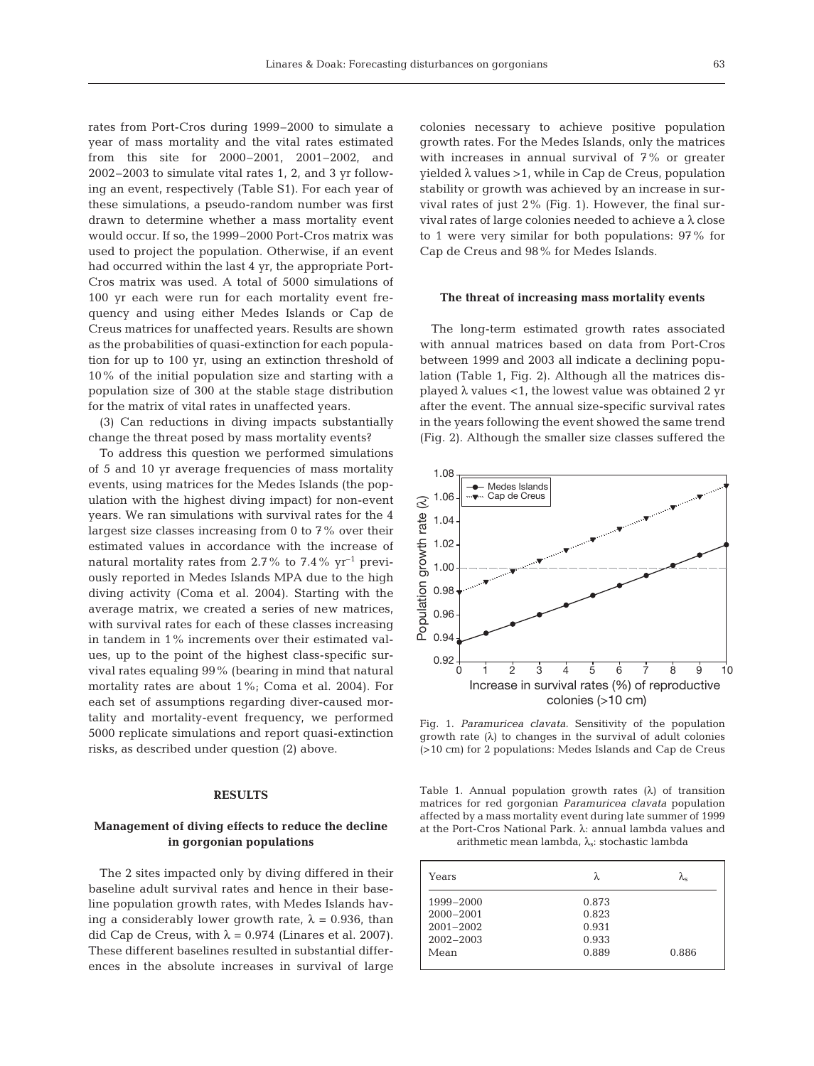rates from Port-Cros during 1999–2000 to simulate a year of mass mortality and the vital rates estimated from this site for 2000–2001, 2001–2002, and 2002–2003 to simulate vital rates 1, 2, and 3 yr following an event, respectively (Table S1). For each year of these simulations, a pseudo-random number was first drawn to determine whether a mass mortality event would occur. If so, the 1999–2000 Port-Cros matrix was used to project the population. Otherwise, if an event had occurred within the last 4 yr, the appropriate Port-Cros matrix was used. A total of 5000 simulations of 100 yr each were run for each mortality event frequency and using either Medes Islands or Cap de Creus matrices for unaffected years. Results are shown as the probabilities of quasi-extinction for each population for up to 100 yr, using an extinction threshold of 10% of the initial population size and starting with a population size of 300 at the stable stage distribution for the matrix of vital rates in unaffected years.

(3) Can reductions in diving impacts substantially change the threat posed by mass mortality events?

To address this question we performed simulations of 5 and 10 yr average frequencies of mass mortality events, using matrices for the Medes Islands (the population with the highest diving impact) for non-event years. We ran simulations with survival rates for the 4 largest size classes increasing from 0 to 7% over their estimated values in accordance with the increase of natural mortality rates from 2.7% to 7.4% $yr^{-1}$ previously reported in Medes Islands MPA due to the high diving activity (Coma et al. 2004). Starting with the average matrix, we created a series of new matrices, with survival rates for each of these classes increasing in tandem in 1% increments over their estimated values, up to the point of the highest class-specific survival rates equaling 99% (bearing in mind that natural mortality rates are about 1%; Coma et al. 2004). For each set of assumptions regarding diver-caused mortality and mortality-event frequency, we performed 5000 replicate simulations and report quasi-extinction risks, as described under question (2) above.

## RESULTS

### Management of diving effects to reduce the decline in gorgonian populations

The 2 sites impacted only by diving differed in their baseline adult survival rates and hence in their baseline population growth rates, with Medes Islands having a considerably lower growth rate, $\lambda = 0.936$, than did Cap de Creus, with $\lambda = 0.974$ (Linares et al. 2007). These different baselines resulted in substantial differences in the absolute increases in survival of large colonies necessary to achieve positive population growth rates. For the Medes Islands, only the matrices with increases in annual survival of 7% or greater yielded $\lambda$ values >1, while in Cap de Creus, population stability or growth was achieved by an increase in survival rates of just 2% (Fig. 1). However, the final survival rates of large colonies needed to achieve a $\lambda$ close to 1 were very similar for both populations: 97% for Cap de Creus and 98% for Medes Islands.

### The threat of increasing mass mortality events

The long-term estimated growth rates associated with annual matrices based on data from Port-Cros between 1999 and 2003 all indicate a declining population (Table 1, Fig. 2). Although all the matrices displayed $\lambda$ values <1, the lowest value was obtained 2 yr after the event. The annual size-specific survival rates in the years following the event showed the same trend (Fig. 2). Although the smaller size classes suffered the

Fig. 1. *Paramuricea clavata.* Sensitivity of the population growth rate ($\lambda$) to changes in the survival of adult colonies (>10 cm) for 2 populations: Medes Islands and Cap de Creus

Table 1. Annual population growth rates ($\lambda$) of transition matrices for red gorgonian *Paramuricea clavata* population affected by a mass mortality event during late summer of 1999 at the Port-Cros National Park. $\lambda$: annual lambda values and arithmetic mean lambda, $\lambda_s$: stochastic lambda

| Years | $\lambda$ | $\lambda_s$ |
|---|---|---|
| 1999–2000 | 0.873 | |
| 2000–2001 | 0.823 | |
| 2001–2002 | 0.931 | |
| 2002–2003 | 0.933 | |
| Mean | 0.889 | 0.886 |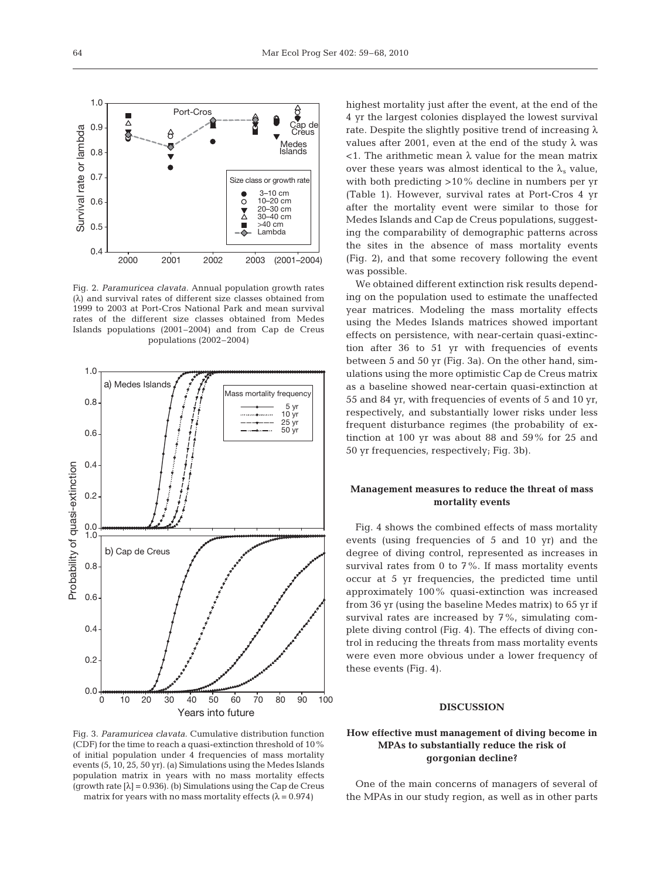Fig. 2. *Paramuricea clavata.* Annual population growth rates (λ) and survival rates of different size classes obtained from 1999 to 2003 at Port-Cros National Park and mean survival rates of the different size classes obtained from Medes Islands populations (2001–2004) and from Cap de Creus populations (2002–2004)

Fig. 3. *Paramuricea clavata.* Cumulative distribution function (CDF) for the time to reach a quasi-extinction threshold of 10% of initial population under 4 frequencies of mass mortality events (5, 10, 25, 50 yr). (a) Simulations using the Medes Islands population matrix in years with no mass mortality effects (growth rate [λ] = 0.936). (b) Simulations using the Cap de Creus matrix for years with no mass mortality effects (λ = 0.974)

highest mortality just after the event, at the end of the 4 yr the largest colonies displayed the lowest survival rate. Despite the slightly positive trend of increasing λ values after 2001, even at the end of the study λ was <1. The arithmetic mean λ value for the mean matrix over these years was almost identical to the $\lambda_s$ value, with both predicting >10% decline in numbers per yr (Table 1). However, survival rates at Port-Cros 4 yr after the mortality event were similar to those for Medes Islands and Cap de Creus populations, suggesting the comparability of demographic patterns across the sites in the absence of mass mortality events (Fig. 2), and that some recovery following the event was possible.

We obtained different extinction risk results depending on the population used to estimate the unaffected year matrices. Modeling the mass mortality effects using the Medes Islands matrices showed important effects on persistence, with near-certain quasi-extinction after 36 to 51 yr with frequencies of events between 5 and 50 yr (Fig. 3a). On the other hand, simulations using the more optimistic Cap de Creus matrix as a baseline showed near-certain quasi-extinction at 55 and 84 yr, with frequencies of events of 5 and 10 yr, respectively, and substantially lower risks under less frequent disturbance regimes (the probability of extinction at 100 yr was about 88 and 59% for 25 and 50 yr frequencies, respectively; Fig. 3b).

### Management measures to reduce the threat of mass mortality events

Fig. 4 shows the combined effects of mass mortality events (using frequencies of 5 and 10 yr) and the degree of diving control, represented as increases in survival rates from 0 to 7%. If mass mortality events occur at 5 yr frequencies, the predicted time until approximately 100% quasi-extinction was increased from 36 yr (using the baseline Medes matrix) to 65 yr if survival rates are increased by 7%, simulating complete diving control (Fig. 4). The effects of diving control in reducing the threats from mass mortality events were even more obvious under a lower frequency of these events (Fig. 4).

## DISCUSSION

### How effective must management of diving become in MPAs to substantially reduce the risk of gorgonian decline?

One of the main concerns of managers of several of the MPAs in our study region, as well as in other parts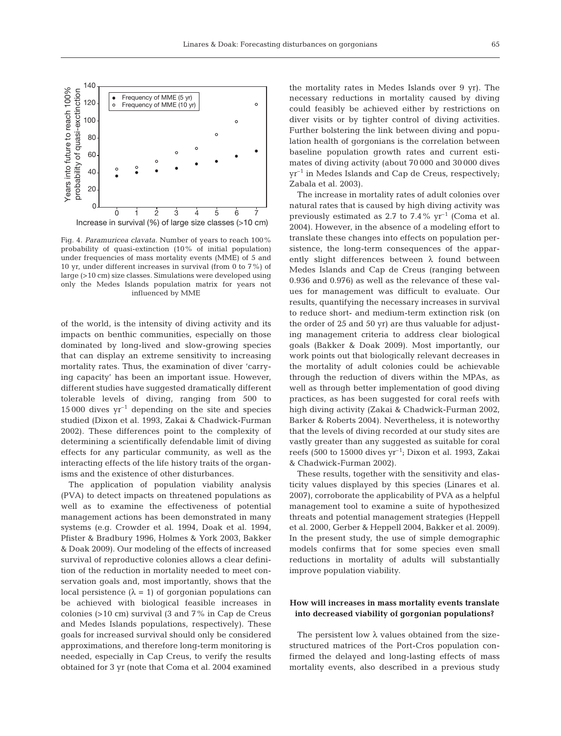Fig. 4. *Paramuricea clavata.* Number of years to reach 100% probability of quasi-extinction (10% of initial population) under frequencies of mass mortality events (MME) of 5 and 10 yr, under different increases in survival (from 0 to 7%) of large (>10 cm) size classes. Simulations were developed using only the Medes Islands population matrix for years not influenced by MME

of the world, is the intensity of diving activity and its impacts on benthic communities, especially on those dominated by long-lived and slow-growing species that can display an extreme sensitivity to increasing mortality rates. Thus, the examination of diver 'carrying capacity' has been an important issue. However, different studies have suggested dramatically different tolerable levels of diving, ranging from 500 to 15 000 dives $yr^{-1}$ depending on the site and species studied (Dixon et al. 1993, Zakai & Chadwick-Furman 2002). These differences point to the complexity of determining a scientifically defendable limit of diving effects for any particular community, as well as the interacting effects of the life history traits of the organisms and the existence of other disturbances.

The application of population viability analysis (PVA) to detect impacts on threatened populations as well as to examine the effectiveness of potential management actions has been demonstrated in many systems (e.g. Crowder et al. 1994, Doak et al. 1994, Pfister & Bradbury 1996, Holmes & York 2003, Bakker & Doak 2009). Our modeling of the effects of increased survival of reproductive colonies allows a clear definition of the reduction in mortality needed to meet conservation goals and, most importantly, shows that the local persistence ($\lambda = 1$) of gorgonian populations can be achieved with biological feasible increases in colonies (>10 cm) survival (3 and 7% in Cap de Creus and Medes Islands populations, respectively). These goals for increased survival should only be considered approximations, and therefore long-term monitoring is needed, especially in Cap Creus, to verify the results obtained for 3 yr (note that Coma et al. 2004 examined the mortality rates in Medes Islands over 9 yr). The necessary reductions in mortality caused by diving could feasibly be achieved either by restrictions on diver visits or by tighter control of diving activities. Further bolstering the link between diving and population health of gorgonians is the correlation between baseline population growth rates and current estimates of diving activity (about 70 000 and 30 000 dives $yr^{-1}$ in Medes Islands and Cap de Creus, respectively; Zabala et al. 2003).

The increase in mortality rates of adult colonies over natural rates that is caused by high diving activity was previously estimated as 2.7 to 7.4% $yr^{-1}$ (Coma et al. 2004). However, in the absence of a modeling effort to translate these changes into effects on population persistence, the long-term consequences of the apparently slight differences between $\lambda$ found between Medes Islands and Cap de Creus (ranging between 0.936 and 0.976) as well as the relevance of these values for management was difficult to evaluate. Our results, quantifying the necessary increases in survival to reduce short- and medium-term extinction risk (on the order of 25 and 50 yr) are thus valuable for adjusting management criteria to address clear biological goals (Bakker & Doak 2009). Most importantly, our work points out that biologically relevant decreases in the mortality of adult colonies could be achievable through the reduction of divers within the MPAs, as well as through better implementation of good diving practices, as has been suggested for coral reefs with high diving activity (Zakai & Chadwick-Furman 2002, Barker & Roberts 2004). Nevertheless, it is noteworthy that the levels of diving recorded at our study sites are vastly greater than any suggested as suitable for coral reefs (500 to 15000 dives $yr^{-1}$; Dixon et al. 1993, Zakai & Chadwick-Furman 2002).

These results, together with the sensitivity and elasticity values displayed by this species (Linares et al. 2007), corroborate the applicability of PVA as a helpful management tool to examine a suite of hypothesized threats and potential management strategies (Heppell et al. 2000, Gerber & Heppell 2004, Bakker et al. 2009). In the present study, the use of simple demographic models confirms that for some species even small reductions in mortality of adults will substantially improve population viability.

### How will increases in mass mortality events translate into decreased viability of gorgonian populations?

The persistent low $\lambda$ values obtained from the size-structured matrices of the Port-Cros population confirmed the delayed and long-lasting effects of mass mortality events, also described in a previous study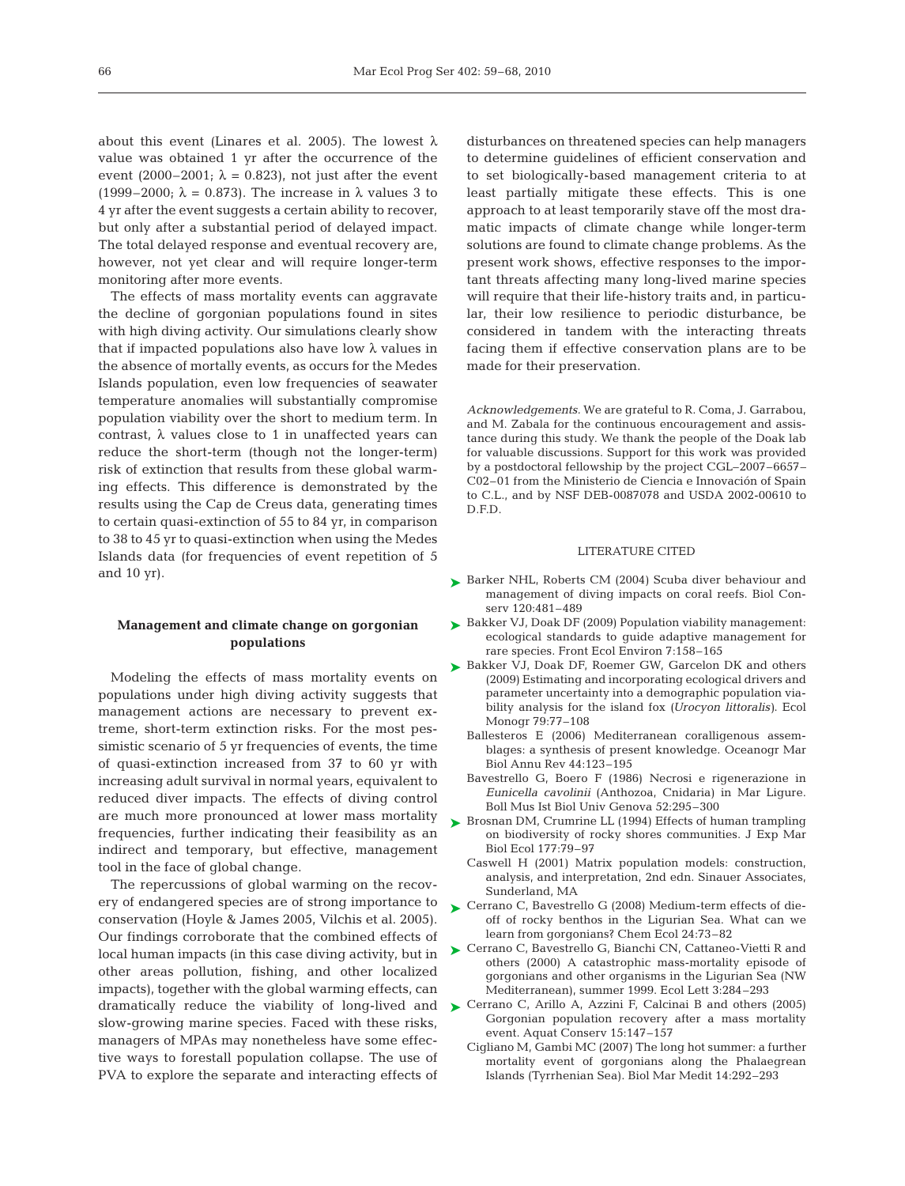about this event (Linares et al. 2005). The lowest $\lambda$ value was obtained 1 yr after the occurrence of the event (2000–2001; $\lambda = 0.823$), not just after the event (1999–2000; $\lambda = 0.873$). The increase in $\lambda$ values 3 to 4 yr after the event suggests a certain ability to recover, but only after a substantial period of delayed impact. The total delayed response and eventual recovery are, however, not yet clear and will require longer-term monitoring after more events.

The effects of mass mortality events can aggravate the decline of gorgonian populations found in sites with high diving activity. Our simulations clearly show that if impacted populations also have low $\lambda$ values in the absence of mortally events, as occurs for the Medes Islands population, even low frequencies of seawater temperature anomalies will substantially compromise population viability over the short to medium term. In contrast, $\lambda$ values close to 1 in unaffected years can reduce the short-term (though not the longer-term) risk of extinction that results from these global warming effects. This difference is demonstrated by the results using the Cap de Creus data, generating times to certain quasi-extinction of 55 to 84 yr, in comparison to 38 to 45 yr to quasi-extinction when using the Medes Islands data (for frequencies of event repetition of 5 and 10 yr).

## Management and climate change on gorgonian populations

Modeling the effects of mass mortality events on populations under high diving activity suggests that management actions are necessary to prevent extreme, short-term extinction risks. For the most pessimistic scenario of 5 yr frequencies of events, the time of quasi-extinction increased from 37 to 60 yr with increasing adult survival in normal years, equivalent to reduced diver impacts. The effects of diving control are much more pronounced at lower mass mortality frequencies, further indicating their feasibility as an indirect and temporary, but effective, management tool in the face of global change.

The repercussions of global warming on the recovery of endangered species are of strong importance to conservation (Hoyle & James 2005, Vilchis et al. 2005). Our findings corroborate that the combined effects of local human impacts (in this case diving activity, but in other areas pollution, fishing, and other localized impacts), together with the global warming effects, can dramatically reduce the viability of long-lived and slow-growing marine species. Faced with these risks, managers of MPAs may nonetheless have some effective ways to forestall population collapse. The use of PVA to explore the separate and interacting effects of disturbances on threatened species can help managers to determine guidelines of efficient conservation and to set biologically-based management criteria to at least partially mitigate these effects. This is one approach to at least temporarily stave off the most dramatic impacts of climate change while longer-term solutions are found to climate change problems. As the present work shows, effective responses to the important threats affecting many long-lived marine species will require that their life-history traits and, in particular, their low resilience to periodic disturbance, be considered in tandem with the interacting threats facing them if effective conservation plans are to be made for their preservation.

*Acknowledgements.* We are grateful to R. Coma, J. Garrabou, and M. Zabala for the continuous encouragement and assistance during this study. We thank the people of the Doak lab for valuable discussions. Support for this work was provided by a postdoctoral fellowship by the project CGL–2007–6657–C02–01 from the Ministerio de Ciencia e Innovación of Spain to C.L., and by NSF DEB-0087078 and USDA 2002-00610 to D.F.D.

## LITERATURE CITED

- Barker NHL, Roberts CM (2004) Scuba diver behaviour and management of diving impacts on coral reefs. Biol Conserv 120:481–489
- Bakker VJ, Doak DF (2009) Population viability management: ecological standards to guide adaptive management for rare species. Front Ecol Environ 7:158–165
- Bakker VJ, Doak DF, Roemer GW, Garcelon DK and others (2009) Estimating and incorporating ecological drivers and parameter uncertainty into a demographic population viability analysis for the island fox (*Urocyon littoralis*). Ecol Monogr 79:77–108
- Ballesteros E (2006) Mediterranean coralligenous assemblages: a synthesis of present knowledge. Oceanogr Mar Biol Annu Rev 44:123–195
- Bavestrello G, Boero F (1986) Necrosi e rigenerazione in *Eunicella cavolinii* (Anthozoa, Cnidaria) in Mar Ligure. Boll Mus Ist Biol Univ Genova 52:295–300
- Brosnan DM, Crumrine LL (1994) Effects of human trampling on biodiversity of rocky shores communities. J Exp Mar Biol Ecol 177:79–97
- Caswell H (2001) Matrix population models: construction, analysis, and interpretation, 2nd edn. Sinauer Associates, Sunderland, MA
- Cerrano C, Bavestrello G (2008) Medium-term effects of die-off of rocky benthos in the Ligurian Sea. What can we learn from gorgonians? Chem Ecol 24:73–82
- Cerrano C, Bavestrello G, Bianchi CN, Cattaneo-Vietti R and others (2000) A catastrophic mass-mortality episode of gorgonians and other organisms in the Ligurian Sea (NW Mediterranean), summer 1999. Ecol Lett 3:284–293
- Cerrano C, Arillo A, Azzini F, Calcinai B and others (2005) Gorgonian population recovery after a mass mortality event. Aquat Conserv 15:147–157
- Cigliano M, Gambi MC (2007) The long hot summer: a further mortality event of gorgonians along the Phalaegrean Islands (Tyrrhenian Sea). Biol Mar Medit 14:292–293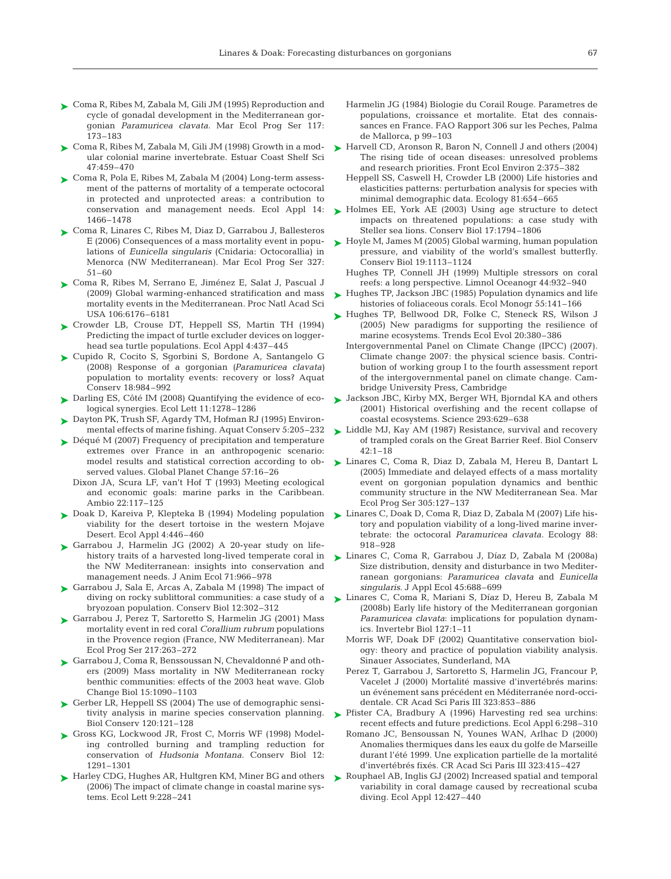- Coma R, Ribes M, Zabala M, Gili JM (1995) Reproduction and cycle of gonadal development in the Mediterranean gorgonian *Paramuricea clavata.* Mar Ecol Prog Ser 117: 173–183
- Coma R, Ribes M, Zabala M, Gili JM (1998) Growth in a modular colonial marine invertebrate. Estuar Coast Shelf Sci 47:459–470
- Coma R, Pola E, Ribes M, Zabala M (2004) Long-term assessment of the patterns of mortality of a temperate octocoral in protected and unprotected areas: a contribution to conservation and management needs. Ecol Appl 14: 1466–1478
- Coma R, Linares C, Ribes M, Diaz D, Garrabou J, Ballesteros E (2006) Consequences of a mass mortality event in populations of *Eunicella singularis* (Cnidaria: Octocorallia) in Menorca (NW Mediterranean). Mar Ecol Prog Ser 327: 51–60
- Coma R, Ribes M, Serrano E, Jiménez E, Salat J, Pascual J (2009) Global warming-enhanced stratification and mass mortality events in the Mediterranean. Proc Natl Acad Sci USA 106:6176–6181
- Crowder LB, Crouse DT, Heppell SS, Martin TH (1994) Predicting the impact of turtle excluder devices on loggerhead sea turtle populations. Ecol Appl 4:437–445
- Cupido R, Cocito S, Sgorbini S, Bordone A, Santangelo G (2008) Response of a gorgonian (*Paramuricea clavata*) population to mortality events: recovery or loss? Aquat Conserv 18:984–992
- Darling ES, Côté IM (2008) Quantifying the evidence of ecological synergies. Ecol Lett 11:1278–1286
- Dayton PK, Trush SF, Agardy TM, Hofman RJ (1995) Environmental effects of marine fishing. Aquat Conserv 5:205–232
- Déqué M (2007) Frequency of precipitation and temperature extremes over France in an anthropogenic scenario: model results and statistical correction according to observed values. Global Planet Change 57:16–26
- Dixon JA, Scura LF, van't Hof T (1993) Meeting ecological and economic goals: marine parks in the Caribbean. Ambio 22:117–125
- Doak D, Kareiva P, Klepteka B (1994) Modeling population viability for the desert tortoise in the western Mojave Desert. Ecol Appl 4:446–460
- Garrabou J, Harmelin JG (2002) A 20-year study on life-history traits of a harvested long-lived temperate coral in the NW Mediterranean: insights into conservation and management needs. J Anim Ecol 71:966–978
- Garrabou J, Sala E, Arcas A, Zabala M (1998) The impact of diving on rocky sublittoral communities: a case study of a bryozoan population. Conserv Biol 12:302–312
- Garrabou J, Perez T, Sartoretto S, Harmelin JG (2001) Mass mortality event in red coral *Corallium rubrum* populations in the Provence region (France, NW Mediterranean). Mar Ecol Prog Ser 217:263–272
- Garrabou J, Coma R, Bensoussan N, Chevaldonné P and others (2009) Mass mortality in NW Mediterranean rocky benthic communities: effects of the 2003 heat wave. Glob Change Biol 15:1090–1103
- Gerber LR, Heppell SS (2004) The use of demographic sensitivity analysis in marine species conservation planning. Biol Conserv 120:121–128
- Gross KG, Lockwood JR, Frost C, Morris WF (1998) Modeling controlled burning and trampling reduction for conservation of *Hudsonia Montana.* Conserv Biol 12: 1291–1301
- Harley CDG, Hughes AR, Hultgren KM, Miner BG and others (2006) The impact of climate change in coastal marine systems. Ecol Lett 9:228–241
- Harmelin JG (1984) Biologie du Corail Rouge. Parametres de populations, croissance et mortalite. Etat des connaissances en France. FAO Rapport 306 sur les Peches, Palma de Mallorca, p 99–103
- Harvell CD, Aronson R, Baron N, Connell J and others (2004) The rising tide of ocean diseases: unresolved problems and research priorities. Front Ecol Environ 2:375–382
- Heppell SS, Caswell H, Crowder LB (2000) Life histories and elasticities patterns: perturbation analysis for species with minimal demographic data. Ecology 81:654–665
- Holmes EE, York AE (2003) Using age structure to detect impacts on threatened populations: a case study with Steller sea lions. Conserv Biol 17:1794–1806
- Hoyle M, James M (2005) Global warming, human population pressure, and viability of the world's smallest butterfly. Conserv Biol 19:1113–1124
- Hughes TP, Connell JH (1999) Multiple stressors on coral reefs: a long perspective. Limnol Oceanogr 44:932–940
- Hughes TP, Jackson JBC (1985) Population dynamics and life histories of foliaceous corals. Ecol Monogr 55:141–166
- Hughes TP, Bellwood DR, Folke C, Steneck RS, Wilson J (2005) New paradigms for supporting the resilience of marine ecosystems. Trends Ecol Evol 20:380–386
- Intergovernmental Panel on Climate Change (IPCC) (2007). Climate change 2007: the physical science basis. Contribution of working group I to the fourth assessment report of the intergovernmental panel on climate change. Cambridge University Press, Cambridge
- Jackson JBC, Kirby MX, Berger WH, Bjorndal KA and others (2001) Historical overfishing and the recent collapse of coastal ecosystems. Science 293:629–638
- Liddle MJ, Kay AM (1987) Resistance, survival and recovery of trampled corals on the Great Barrier Reef. Biol Conserv 42:1–18
- Linares C, Coma R, Diaz D, Zabala M, Hereu B, Dantart L (2005) Immediate and delayed effects of a mass mortality event on gorgonian population dynamics and benthic community structure in the NW Mediterranean Sea. Mar Ecol Prog Ser 305:127–137
- Linares C, Doak D, Coma R, Diaz D, Zabala M (2007) Life history and population viability of a long-lived marine invertebrate: the octocoral *Paramuricea clavata.* Ecology 88: 918–928
- Linares C, Coma R, Garrabou J, Díaz D, Zabala M (2008a) Size distribution, density and disturbance in two Mediterranean gorgonians: *Paramuricea clavata* and *Eunicella singularis.* J Appl Ecol 45:688–699
- Linares C, Coma R, Mariani S, Díaz D, Hereu B, Zabala M (2008b) Early life history of the Mediterranean gorgonian *Paramuricea clavata*: implications for population dynamics. Invertebr Biol 127:1–11
- Morris WF, Doak DF (2002) Quantitative conservation biology: theory and practice of population viability analysis. Sinauer Associates, Sunderland, MA
- Perez T, Garrabou J, Sartoretto S, Harmelin JG, Francour P, Vacelet J (2000) Mortalité massive d'invertébrés marins: un événement sans précédent en Méditerranée nord-occidentale. CR Acad Sci Paris III 323:853–886
- Pfister CA, Bradbury A (1996) Harvesting red sea urchins: recent effects and future predictions. Ecol Appl 6:298–310
- Romano JC, Bensoussan N, Younes WAN, Arlhac D (2000) Anomalies thermiques dans les eaux du golfe de Marseille durant l'été 1999. Une explication partielle de la mortalité d'invertébrés fixés. CR Acad Sci Paris III 323:415–427
- Rouphael AB, Inglis GJ (2002) Increased spatial and temporal variability in coral damage caused by recreational scuba diving. Ecol Appl 12:427–440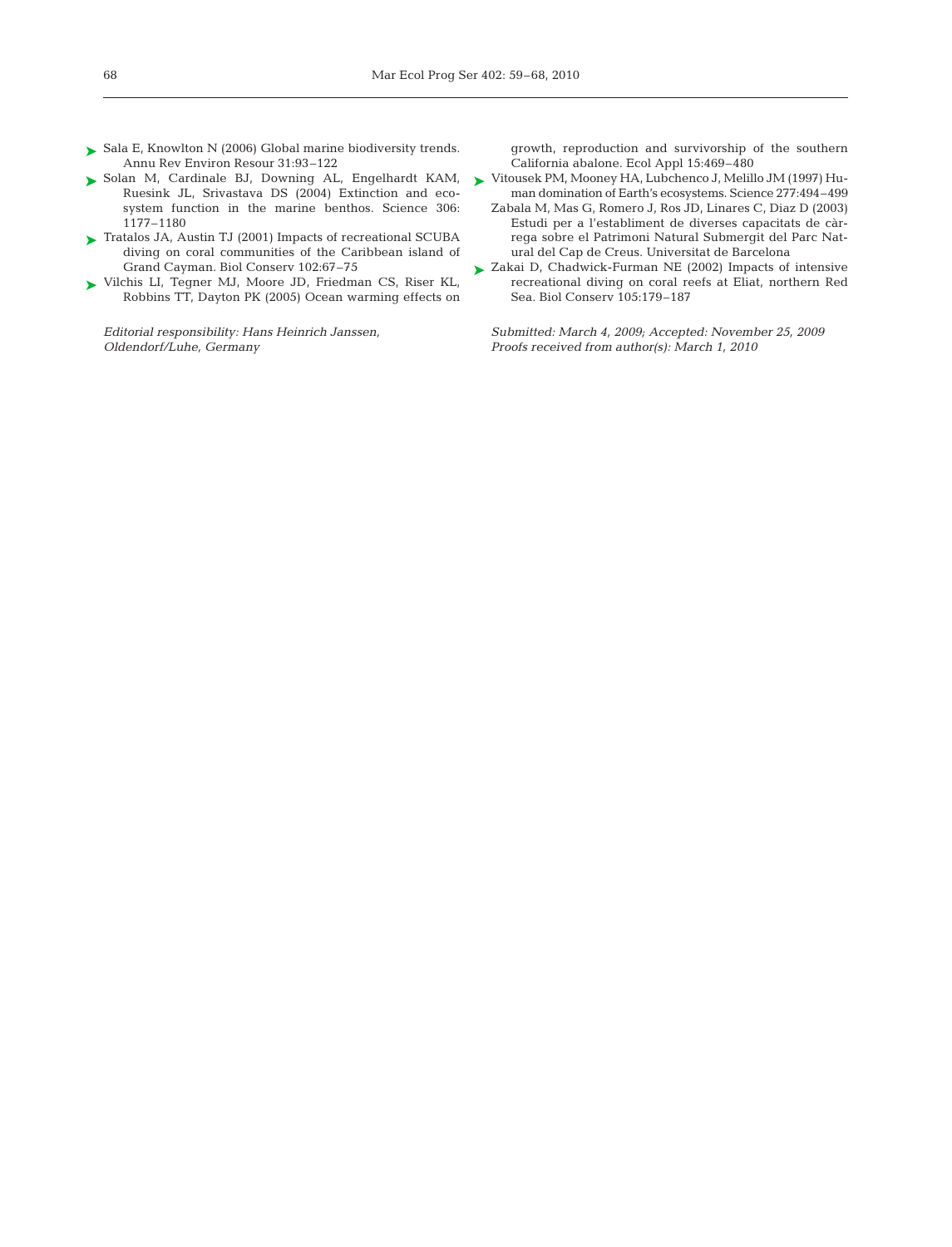- Sala E, Knowlton N (2006) Global marine biodiversity trends. Annu Rev Environ Resour 31:93–122
- Solan M, Cardinale BJ, Downing AL, Engelhardt KAM, Ruesink JL, Srivastava DS (2004) Extinction and ecosystem function in the marine benthos. Science 306: 1177–1180
- Tratalos JA, Austin TJ (2001) Impacts of recreational SCUBA diving on coral communities of the Caribbean island of Grand Cayman. Biol Conserv 102:67–75
- Vilchis LI, Tegner MJ, Moore JD, Friedman CS, Riser KL, Robbins TT, Dayton PK (2005) Ocean warming effects on growth, reproduction and survivorship of the southern California abalone. Ecol Appl 15:469–480
- Vitousek PM, Mooney HA, Lubchenco J, Melillo JM (1997) Human domination of Earth's ecosystems. Science 277:494–499
- Zabala M, Mas G, Romero J, Ros JD, Linares C, Diaz D (2003) Estudi per a l'establiment de diverses capacitats de càrrega sobre el Patrimoni Natural Submergit del Parc Natural del Cap de Creus. Universitat de Barcelona
- Zakai D, Chadwick-Furman NE (2002) Impacts of intensive recreational diving on coral reefs at Eliat, northern Red Sea. Biol Conserv 105:179–187

*Editorial responsibility: Hans Heinrich Janssen, Oldendorf/Luhe, Germany*

*Submitted: March 4, 2009; Accepted: November 25, 2009*
*Proofs received from author(s): March 1, 2010*